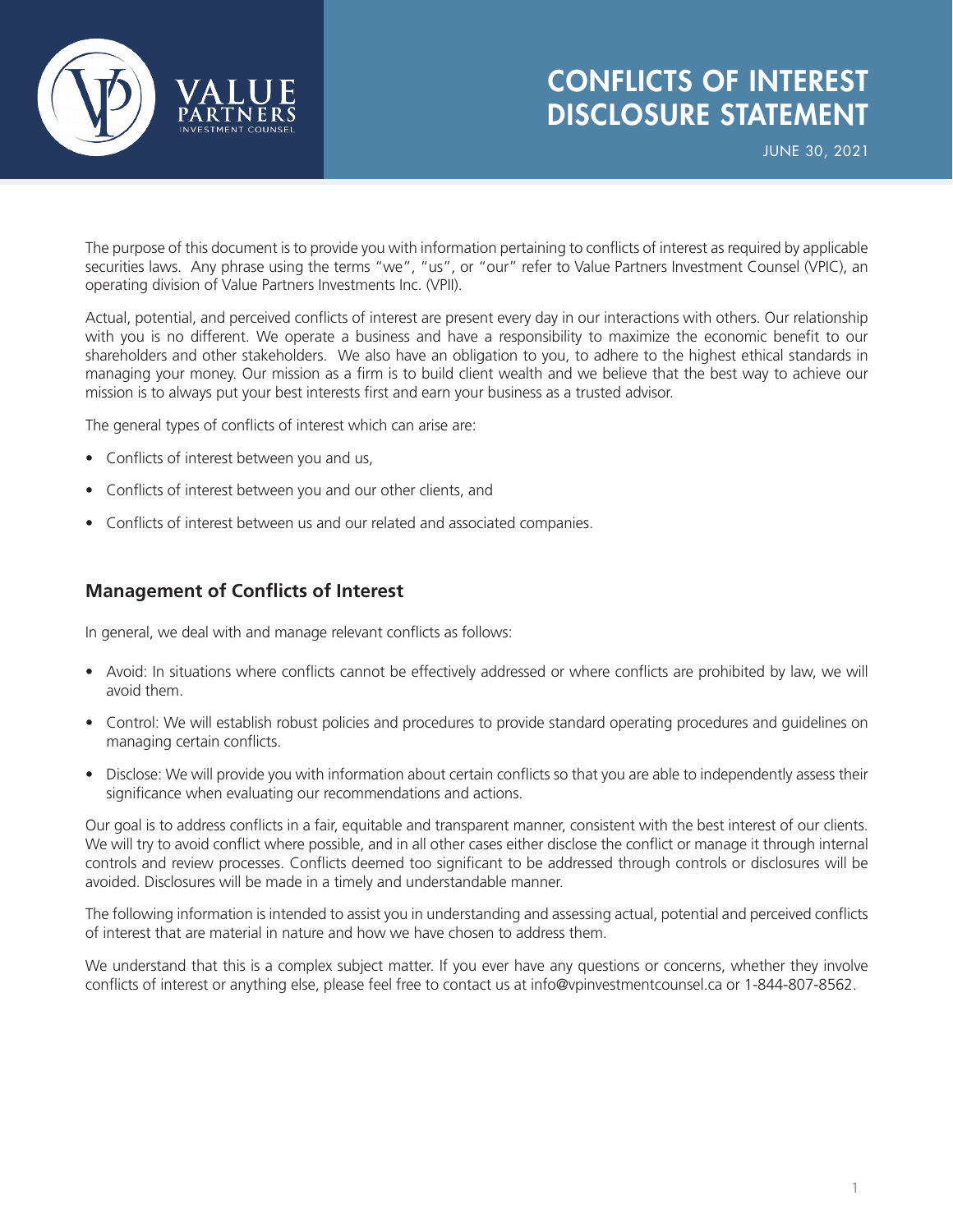# CONFLICTS OF INTEREST DISCLOSURE STATEMENT

JUNE 30, 2021

The purpose of this document is to provide you with information pertaining to conflicts of interest as required by applicable securities laws. Any phrase using the terms "we", "us", or "our" refer to Value Partners Investment Counsel (VPIC), an operating division of Value Partners Investments Inc. (VPII).

Actual, potential, and perceived conflicts of interest are present every day in our interactions with others. Our relationship with you is no different. We operate a business and have a responsibility to maximize the economic benefit to our shareholders and other stakeholders. We also have an obligation to you, to adhere to the highest ethical standards in managing your money. Our mission as a firm is to build client wealth and we believe that the best way to achieve our mission is to always put your best interests first and earn your business as a trusted advisor.

The general types of conflicts of interest which can arise are:

- Conflicts of interest between you and us,
- Conflicts of interest between you and our other clients, and
- Conflicts of interest between us and our related and associated companies.

## Management of Conflicts of Interest

In general, we deal with and manage relevant conflicts as follows:

- Avoid: In situations where conflicts cannot be effectively addressed or where conflicts are prohibited by law, we will avoid them.
- Control: We will establish robust policies and procedures to provide standard operating procedures and guidelines on managing certain conflicts.
- Disclose: We will provide you with information about certain conflicts so that you are able to independently assess their significance when evaluating our recommendations and actions.

Our goal is to address conflicts in a fair, equitable and transparent manner, consistent with the best interest of our clients. We will try to avoid conflict where possible, and in all other cases either disclose the conflict or manage it through internal controls and review processes. Conflicts deemed too significant to be addressed through controls or disclosures will be avoided. Disclosures will be made in a timely and understandable manner.

The following information is intended to assist you in understanding and assessing actual, potential and perceived conflicts of interest that are material in nature and how we have chosen to address them.

We understand that this is a complex subject matter. If you ever have any questions or concerns, whether they involve conflicts of interest or anything else, please feel free to contact us at info@vpinvestmentcounsel.ca or 1-844-807-8562.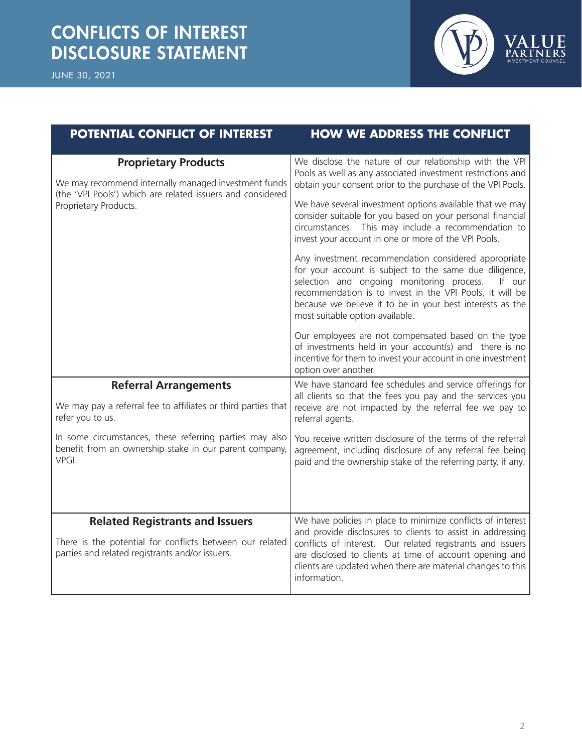| POTENTIAL CONFLICT OF INTEREST | HOW WE ADDRESS THE CONFLICT |
|---|---|
| **Proprietary Products**<br><br>We may recommend internally managed investment funds (the 'VPI Pools') which are related issuers and considered Proprietary Products. | We disclose the nature of our relationship with the VPI Pools as well as any associated investment restrictions and obtain your consent prior to the purchase of the VPI Pools.<br><br>We have several investment options available that we may consider suitable for you based on your personal financial circumstances. This may include a recommendation to invest your account in one or more of the VPI Pools.<br><br>Any investment recommendation considered appropriate for your account is subject to the same due diligence, selection and ongoing monitoring process. If our recommendation is to invest in the VPI Pools, it will be because we believe it to be in your best interests as the most suitable option available.<br><br>Our employees are not compensated based on the type of investments held in your account(s) and there is no incentive for them to invest your account in one investment option over another. |
| **Referral Arrangements**<br><br>We may pay a referral fee to affiliates or third parties that refer you to us.<br><br>In some circumstances, these referring parties may also benefit from an ownership stake in our parent company, VPGI. | We have standard fee schedules and service offerings for all clients so that the fees you pay and the services you receive are not impacted by the referral fee we pay to referral agents.<br><br>You receive written disclosure of the terms of the referral agreement, including disclosure of any referral fee being paid and the ownership stake of the referring party, if any. |
| **Related Registrants and Issuers**<br><br>There is the potential for conflicts between our related parties and related registrants and/or issuers. | We have policies in place to minimize conflicts of interest and provide disclosures to clients to assist in addressing conflicts of interest. Our related registrants and issuers are disclosed to clients at time of account opening and clients are updated when there are material changes to this information. |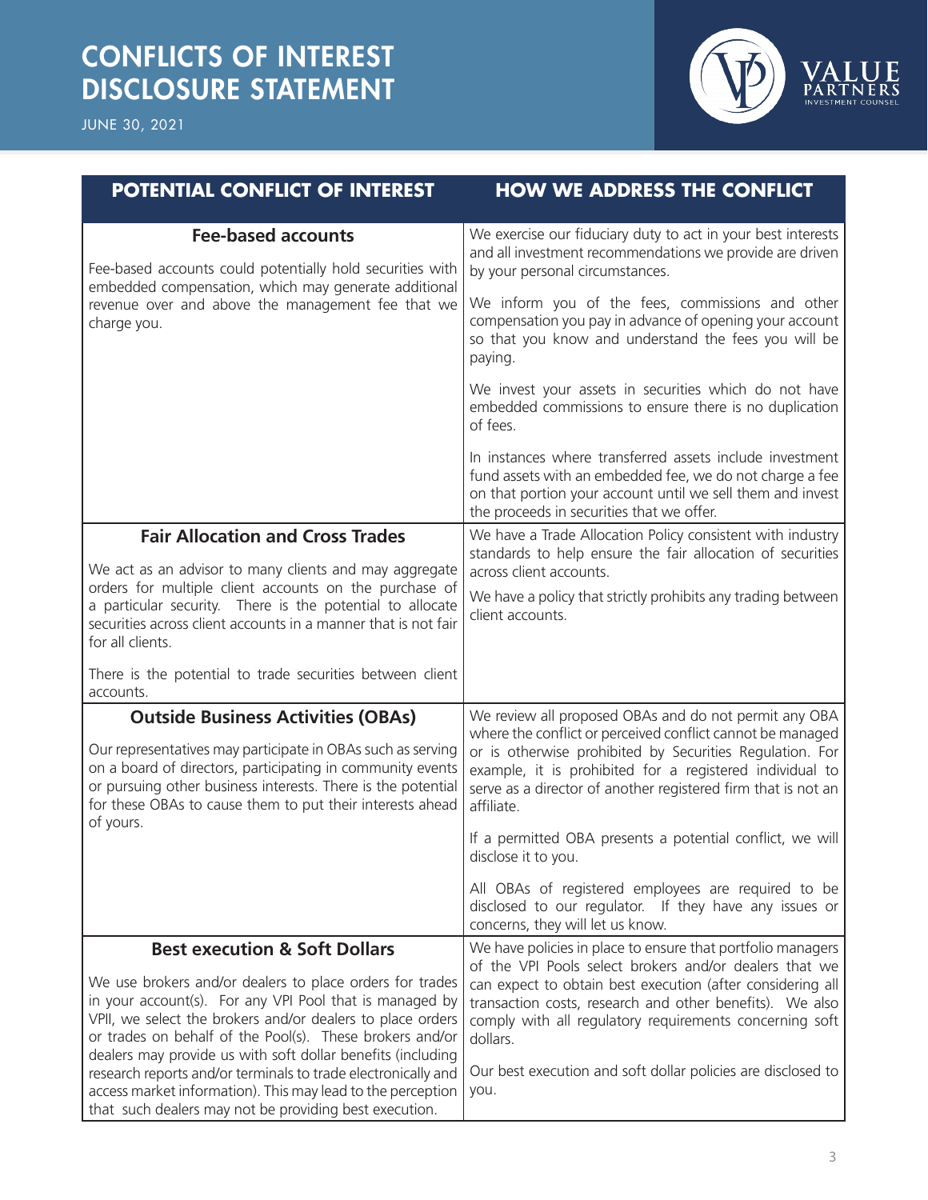# CONFLICTS OF INTEREST DISCLOSURE STATEMENT

JUNE 30, 2021

| POTENTIAL CONFLICT OF INTEREST | HOW WE ADDRESS THE CONFLICT |
|---|---|
| **Fee-based accounts**<br><br>Fee-based accounts could potentially hold securities with embedded compensation, which may generate additional revenue over and above the management fee that we charge you. | We exercise our fiduciary duty to act in your best interests and all investment recommendations we provide are driven by your personal circumstances.<br><br>We inform you of the fees, commissions and other compensation you pay in advance of opening your account so that you know and understand the fees you will be paying.<br><br>We invest your assets in securities which do not have embedded commissions to ensure there is no duplication of fees.<br><br>In instances where transferred assets include investment fund assets with an embedded fee, we do not charge a fee on that portion your account until we sell them and invest the proceeds in securities that we offer. |
| **Fair Allocation and Cross Trades**<br><br>We act as an advisor to many clients and may aggregate orders for multiple client accounts on the purchase of a particular security. There is the potential to allocate securities across client accounts in a manner that is not fair for all clients.<br><br>There is the potential to trade securities between client accounts. | We have a Trade Allocation Policy consistent with industry standards to help ensure the fair allocation of securities across client accounts.<br><br>We have a policy that strictly prohibits any trading between client accounts. |
| **Outside Business Activities (OBAs)**<br><br>Our representatives may participate in OBAs such as serving on a board of directors, participating in community events or pursuing other business interests. There is the potential for these OBAs to cause them to put their interests ahead of yours. | We review all proposed OBAs and do not permit any OBA where the conflict or perceived conflict cannot be managed or is otherwise prohibited by Securities Regulation. For example, it is prohibited for a registered individual to serve as a director of another registered firm that is not an affiliate.<br><br>If a permitted OBA presents a potential conflict, we will disclose it to you.<br><br>All OBAs of registered employees are required to be disclosed to our regulator. If they have any issues or concerns, they will let us know. |
| **Best execution & Soft Dollars**<br><br>We use brokers and/or dealers to place orders for trades in your account(s). For any VPI Pool that is managed by VPII, we select the brokers and/or dealers to place orders or trades on behalf of the Pool(s). These brokers and/or dealers may provide us with soft dollar benefits (including research reports and/or terminals to trade electronically and access market information). This may lead to the perception that such dealers may not be providing best execution. | We have policies in place to ensure that portfolio managers of the VPI Pools select brokers and/or dealers that we can expect to obtain best execution (after considering all transaction costs, research and other benefits). We also comply with all regulatory requirements concerning soft dollars.<br><br>Our best execution and soft dollar policies are disclosed to you. |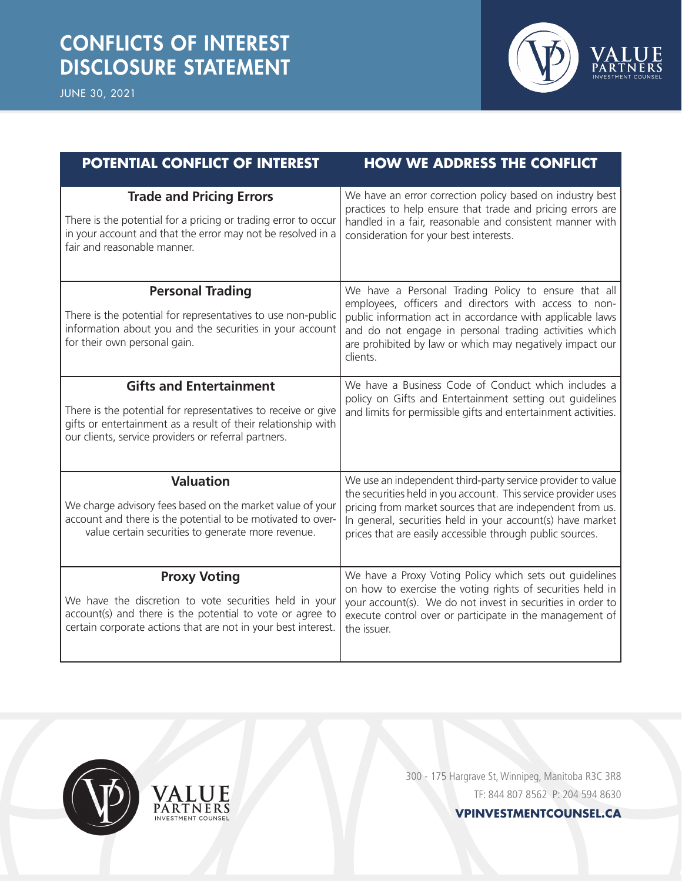# CONFLICTS OF INTEREST DISCLOSURE STATEMENT

JUNE 30, 2021

| POTENTIAL CONFLICT OF INTEREST | HOW WE ADDRESS THE CONFLICT |
|---|---|
| **Trade and Pricing Errors**<br>There is the potential for a pricing or trading error to occur in your account and that the error may not be resolved in a fair and reasonable manner. | We have an error correction policy based on industry best practices to help ensure that trade and pricing errors are handled in a fair, reasonable and consistent manner with consideration for your best interests. |
| **Personal Trading**<br>There is the potential for representatives to use non-public information about you and the securities in your account for their own personal gain. | We have a Personal Trading Policy to ensure that all employees, officers and directors with access to non-public information act in accordance with applicable laws and do not engage in personal trading activities which are prohibited by law or which may negatively impact our clients. |
| **Gifts and Entertainment**<br>There is the potential for representatives to receive or give gifts or entertainment as a result of their relationship with our clients, service providers or referral partners. | We have a Business Code of Conduct which includes a policy on Gifts and Entertainment setting out guidelines and limits for permissible gifts and entertainment activities. |
| **Valuation**<br>We charge advisory fees based on the market value of your account and there is the potential to be motivated to over-value certain securities to generate more revenue. | We use an independent third-party service provider to value the securities held in you account. This service provider uses pricing from market sources that are independent from us. In general, securities held in your account(s) have market prices that are easily accessible through public sources. |
| **Proxy Voting**<br>We have the discretion to vote securities held in your account(s) and there is the potential to vote or agree to certain corporate actions that are not in your best interest. | We have a Proxy Voting Policy which sets out guidelines on how to exercise the voting rights of securities held in your account(s). We do not invest in securities in order to execute control over or participate in the management of the issuer. |

VALUE PARTNERS INVESTMENT COUNSEL

300 - 175 Hargrave St, Winnipeg, Manitoba R3C 3R8

TF: 844 807 8562 P: 204 594 8630

**VPINVESTMENTCOUNSEL.CA**